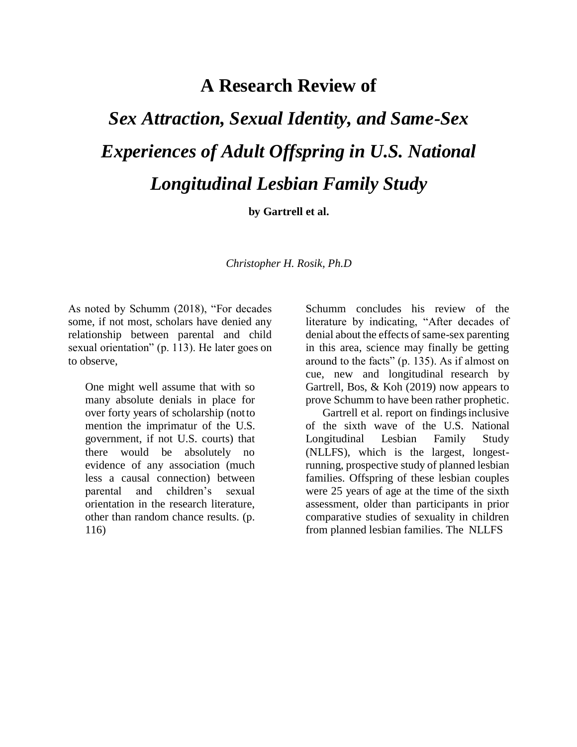# A Research Review of

# *Sex Attraction, Sexual Identity, and Same-Sex Experiences of Adult Offspring in U.S. National Longitudinal Lesbian Family Study*

**by Gartrell et al.**

*Christopher H. Rosik, Ph.D*

As noted by Schumm (2018), “For decades some, if not most, scholars have denied any relationship between parental and child sexual orientation” (p. 113). He later goes on to observe,

> One might well assume that with so many absolute denials in place for over forty years of scholarship (not to mention the imprimatur of the U.S. government, if not U.S. courts) that there would be absolutely no evidence of any association (much less a causal connection) between parental and children’s sexual orientation in the research literature, other than random chance results. (p. 116)

Schumm concludes his review of the literature by indicating, “After decades of denial about the effects of same-sex parenting in this area, science may finally be getting around to the facts” (p. 135). As if almost on cue, new and longitudinal research by Gartrell, Bos, & Koh (2019) now appears to prove Schumm to have been rather prophetic.

Gartrell et al. report on findings inclusive of the sixth wave of the U.S. National Longitudinal Lesbian Family Study (NLLFS), which is the largest, longest-running, prospective study of planned lesbian families. Offspring of these lesbian couples were 25 years of age at the time of the sixth assessment, older than participants in prior comparative studies of sexuality in children from planned lesbian families. The NLLFS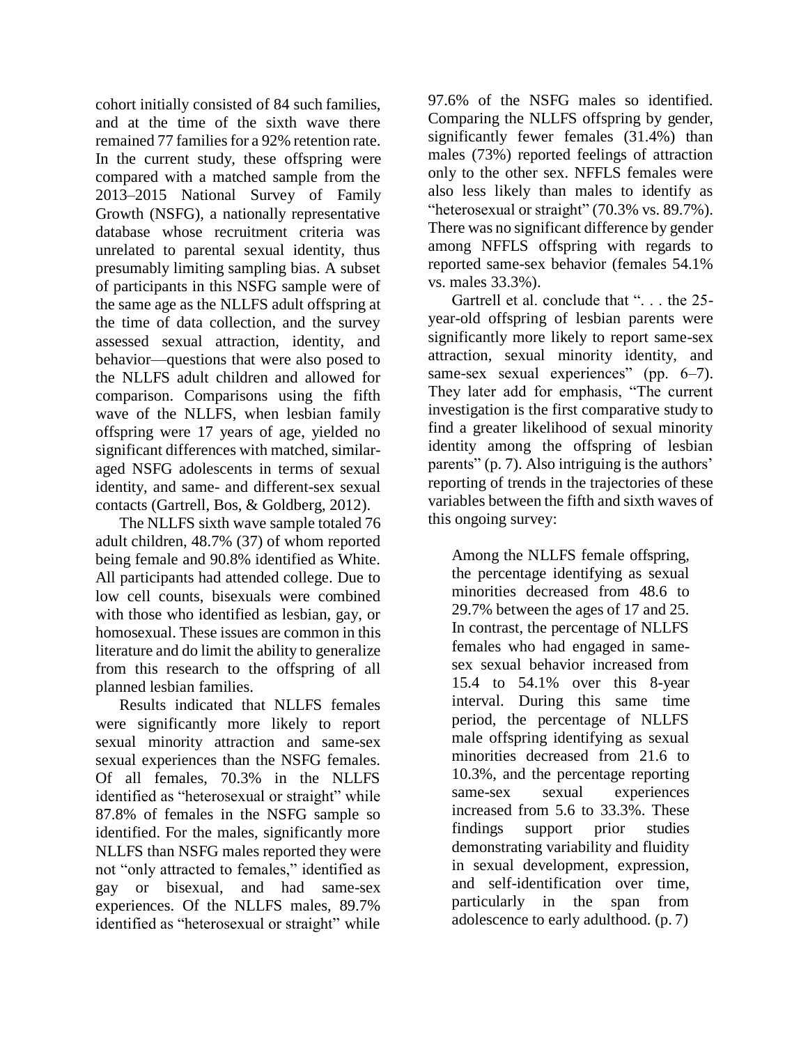cohort initially consisted of 84 such families, and at the time of the sixth wave there remained 77 families for a 92% retention rate. In the current study, these offspring were compared with a matched sample from the 2013–2015 National Survey of Family Growth (NSFG), a nationally representative database whose recruitment criteria was unrelated to parental sexual identity, thus presumably limiting sampling bias. A subset of participants in this NSFG sample were of the same age as the NLLFS adult offspring at the time of data collection, and the survey assessed sexual attraction, identity, and behavior—questions that were also posed to the NLLFS adult children and allowed for comparison. Comparisons using the fifth wave of the NLLFS, when lesbian family offspring were 17 years of age, yielded no significant differences with matched, similar-aged NSFG adolescents in terms of sexual identity, and same- and different-sex sexual contacts (Gartrell, Bos, & Goldberg, 2012).

The NLLFS sixth wave sample totaled 76 adult children, 48.7% (37) of whom reported being female and 90.8% identified as White. All participants had attended college. Due to low cell counts, bisexuals were combined with those who identified as lesbian, gay, or homosexual. These issues are common in this literature and do limit the ability to generalize from this research to the offspring of all planned lesbian families.

Results indicated that NLLFS females were significantly more likely to report sexual minority attraction and same-sex sexual experiences than the NSFG females. Of all females, 70.3% in the NLLFS identified as "heterosexual or straight" while 87.8% of females in the NSFG sample so identified. For the males, significantly more NLLFS than NSFG males reported they were not "only attracted to females," identified as gay or bisexual, and had same-sex experiences. Of the NLLFS males, 89.7% identified as "heterosexual or straight" while 97.6% of the NSFG males so identified. Comparing the NLLFS offspring by gender, significantly fewer females (31.4%) than males (73%) reported feelings of attraction only to the other sex. NFFLS females were also less likely than males to identify as "heterosexual or straight" (70.3% vs. 89.7%). There was no significant difference by gender among NFFLS offspring with regards to reported same-sex behavior (females 54.1% vs. males 33.3%).

Gartrell et al. conclude that ". . . the 25-year-old offspring of lesbian parents were significantly more likely to report same-sex attraction, sexual minority identity, and same-sex sexual experiences" (pp. 6–7). They later add for emphasis, "The current investigation is the first comparative study to find a greater likelihood of sexual minority identity among the offspring of lesbian parents" (p. 7). Also intriguing is the authors' reporting of trends in the trajectories of these variables between the fifth and sixth waves of this ongoing survey:

> Among the NLLFS female offspring, the percentage identifying as sexual minorities decreased from 48.6 to 29.7% between the ages of 17 and 25. In contrast, the percentage of NLLFS females who had engaged in same-sex sexual behavior increased from 15.4 to 54.1% over this 8-year interval. During this same time period, the percentage of NLLFS male offspring identifying as sexual minorities decreased from 21.6 to 10.3%, and the percentage reporting same-sex sexual experiences increased from 5.6 to 33.3%. These findings support prior studies demonstrating variability and fluidity in sexual development, expression, and self-identification over time, particularly in the span from adolescence to early adulthood. (p. 7)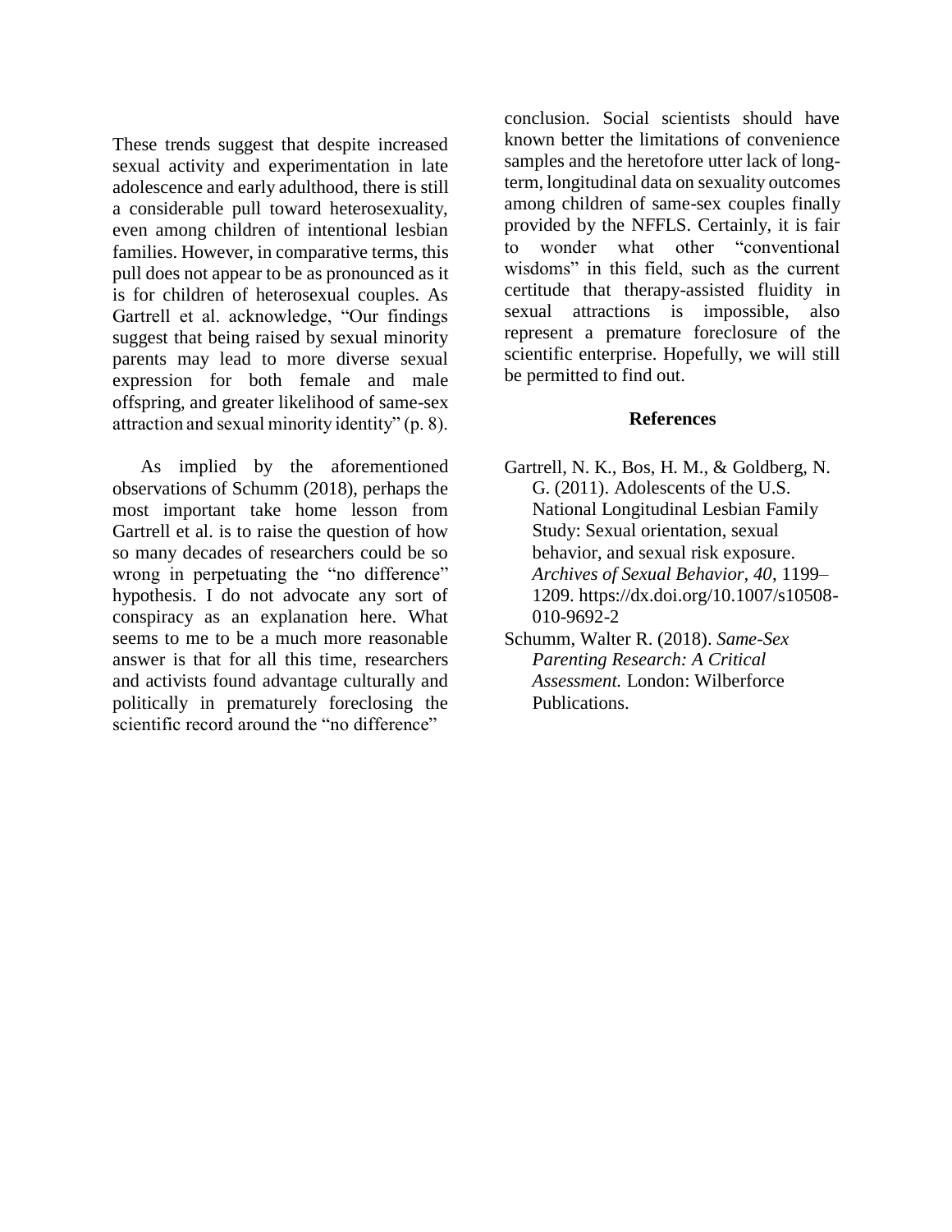These trends suggest that despite increased sexual activity and experimentation in late adolescence and early adulthood, there is still a considerable pull toward heterosexuality, even among children of intentional lesbian families. However, in comparative terms, this pull does not appear to be as pronounced as it is for children of heterosexual couples. As Gartrell et al. acknowledge, "Our findings suggest that being raised by sexual minority parents may lead to more diverse sexual expression for both female and male offspring, and greater likelihood of same-sex attraction and sexual minority identity" (p. 8).

As implied by the aforementioned observations of Schumm (2018), perhaps the most important take home lesson from Gartrell et al. is to raise the question of how so many decades of researchers could be so wrong in perpetuating the "no difference" hypothesis. I do not advocate any sort of conspiracy as an explanation here. What seems to me to be a much more reasonable answer is that for all this time, researchers and activists found advantage culturally and politically in prematurely foreclosing the scientific record around the "no difference" conclusion. Social scientists should have known better the limitations of convenience samples and the heretofore utter lack of long-term, longitudinal data on sexuality outcomes among children of same-sex couples finally provided by the NFFLS. Certainly, it is fair to wonder what other "conventional wisdoms" in this field, such as the current certitude that therapy-assisted fluidity in sexual attractions is impossible, also represent a premature foreclosure of the scientific enterprise. Hopefully, we will still be permitted to find out.

## References

Gartrell, N. K., Bos, H. M., & Goldberg, N. G. (2011). Adolescents of the U.S. National Longitudinal Lesbian Family Study: Sexual orientation, sexual behavior, and sexual risk exposure. *Archives of Sexual Behavior, 40*, 1199–1209. https://dx.doi.org/10.1007/s10508-010-9692-2

Schumm, Walter R. (2018). *Same-Sex Parenting Research: A Critical Assessment.* London: Wilberforce Publications.